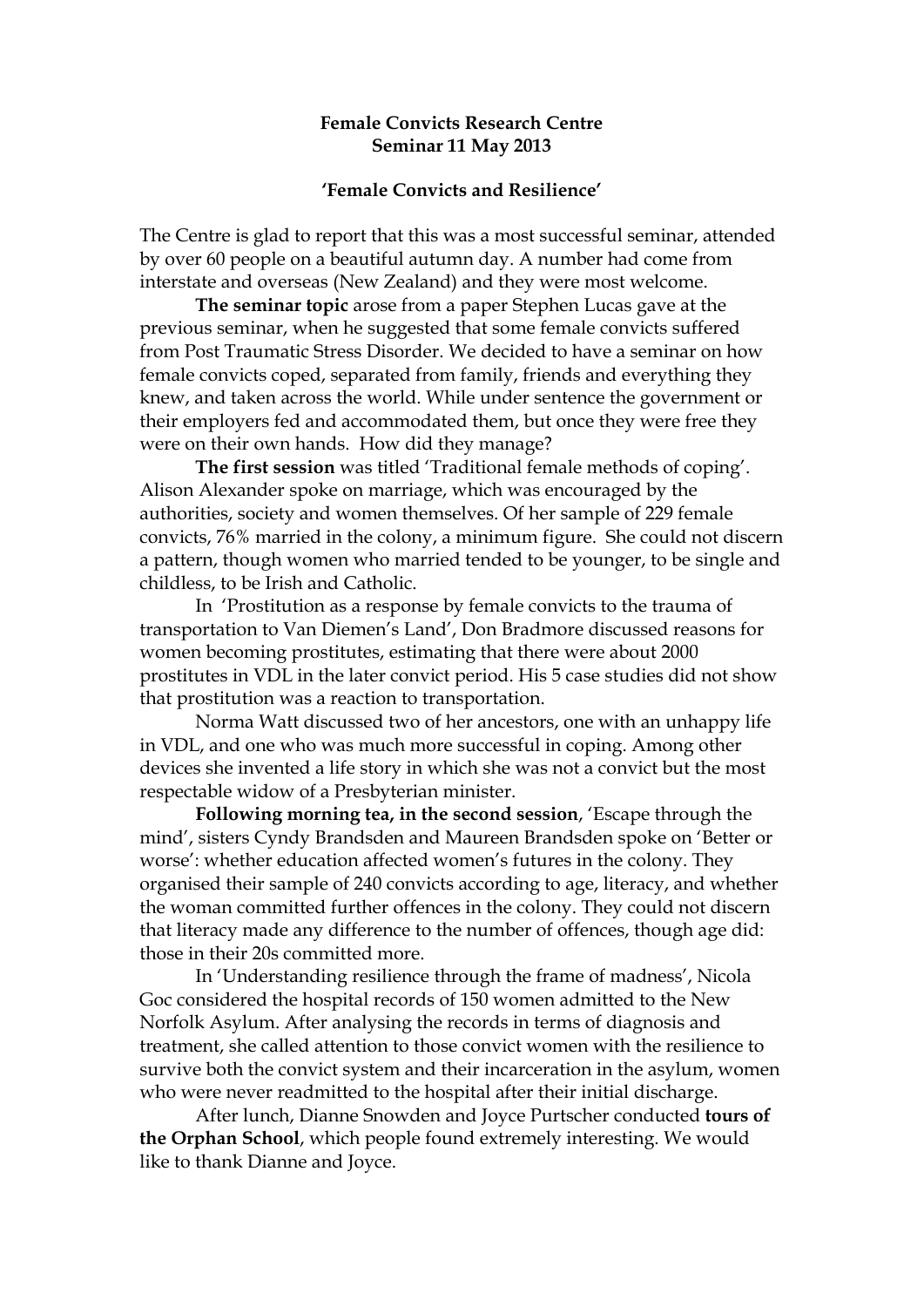**Female Convicts Research Centre**
**Seminar 11 May 2013**

**'Female Convicts and Resilience'**

The Centre is glad to report that this was a most successful seminar, attended by over 60 people on a beautiful autumn day. A number had come from interstate and overseas (New Zealand) and they were most welcome.

**The seminar topic** arose from a paper Stephen Lucas gave at the previous seminar, when he suggested that some female convicts suffered from Post Traumatic Stress Disorder. We decided to have a seminar on how female convicts coped, separated from family, friends and everything they knew, and taken across the world. While under sentence the government or their employers fed and accommodated them, but once they were free they were on their own hands. How did they manage?

**The first session** was titled 'Traditional female methods of coping'. Alison Alexander spoke on marriage, which was encouraged by the authorities, society and women themselves. Of her sample of 229 female convicts, 76% married in the colony, a minimum figure. She could not discern a pattern, though women who married tended to be younger, to be single and childless, to be Irish and Catholic.

In 'Prostitution as a response by female convicts to the trauma of transportation to Van Diemen's Land', Don Bradmore discussed reasons for women becoming prostitutes, estimating that there were about 2000 prostitutes in VDL in the later convict period. His 5 case studies did not show that prostitution was a reaction to transportation.

Norma Watt discussed two of her ancestors, one with an unhappy life in VDL, and one who was much more successful in coping. Among other devices she invented a life story in which she was not a convict but the most respectable widow of a Presbyterian minister.

**Following morning tea, in the second session**, 'Escape through the mind', sisters Cyndy Brandsden and Maureen Brandsden spoke on 'Better or worse': whether education affected women's futures in the colony. They organised their sample of 240 convicts according to age, literacy, and whether the woman committed further offences in the colony. They could not discern that literacy made any difference to the number of offences, though age did: those in their 20s committed more.

In 'Understanding resilience through the frame of madness', Nicola Goc considered the hospital records of 150 women admitted to the New Norfolk Asylum. After analysing the records in terms of diagnosis and treatment, she called attention to those convict women with the resilience to survive both the convict system and their incarceration in the asylum, women who were never readmitted to the hospital after their initial discharge.

After lunch, Dianne Snowden and Joyce Purtscher conducted **tours of the Orphan School**, which people found extremely interesting. We would like to thank Dianne and Joyce.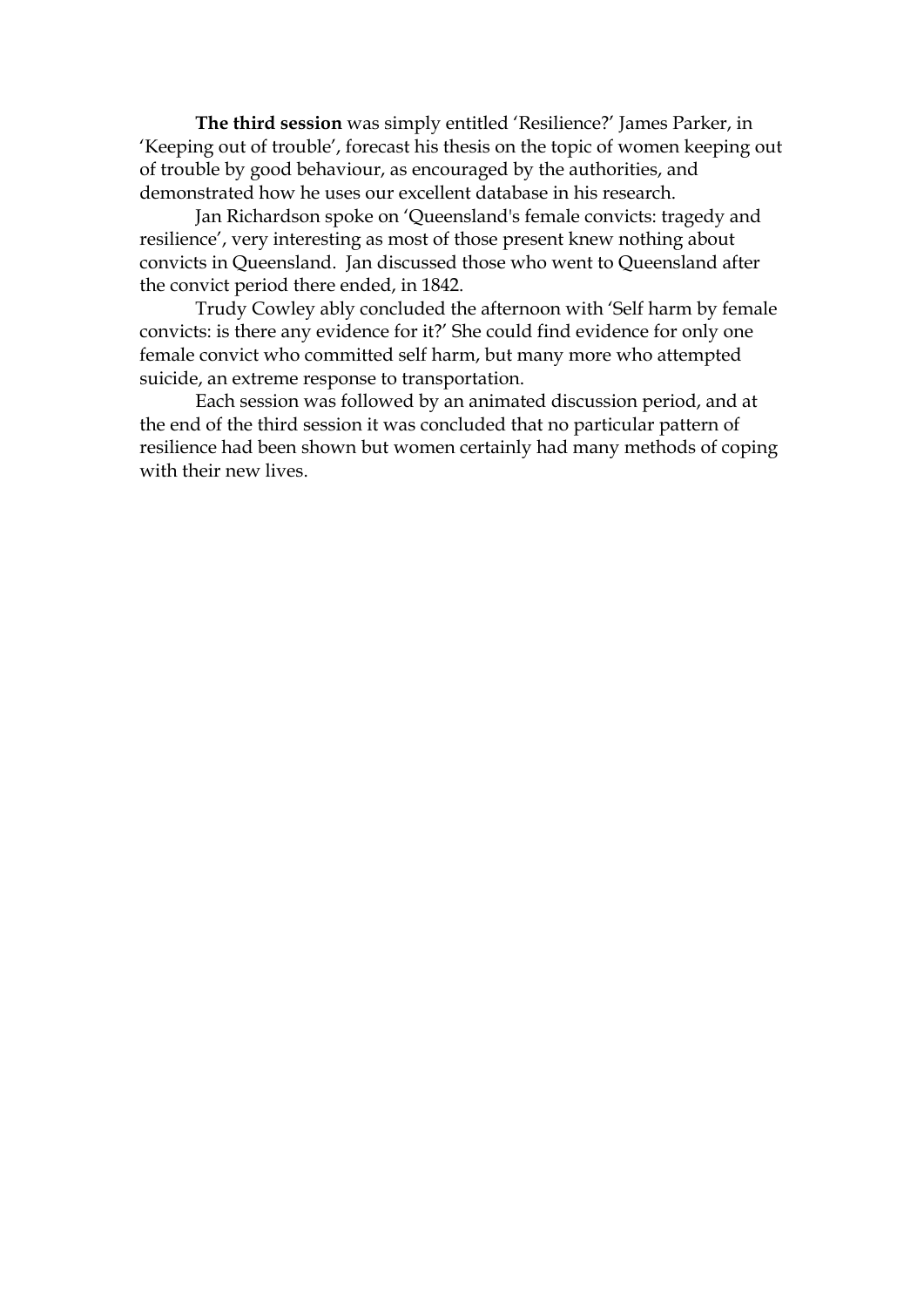**The third session** was simply entitled 'Resilience?' James Parker, in 'Keeping out of trouble', forecast his thesis on the topic of women keeping out of trouble by good behaviour, as encouraged by the authorities, and demonstrated how he uses our excellent database in his research.

Jan Richardson spoke on 'Queensland's female convicts: tragedy and resilience', very interesting as most of those present knew nothing about convicts in Queensland. Jan discussed those who went to Queensland after the convict period there ended, in 1842.

Trudy Cowley ably concluded the afternoon with 'Self harm by female convicts: is there any evidence for it?' She could find evidence for only one female convict who committed self harm, but many more who attempted suicide, an extreme response to transportation.

Each session was followed by an animated discussion period, and at the end of the third session it was concluded that no particular pattern of resilience had been shown but women certainly had many methods of coping with their new lives.